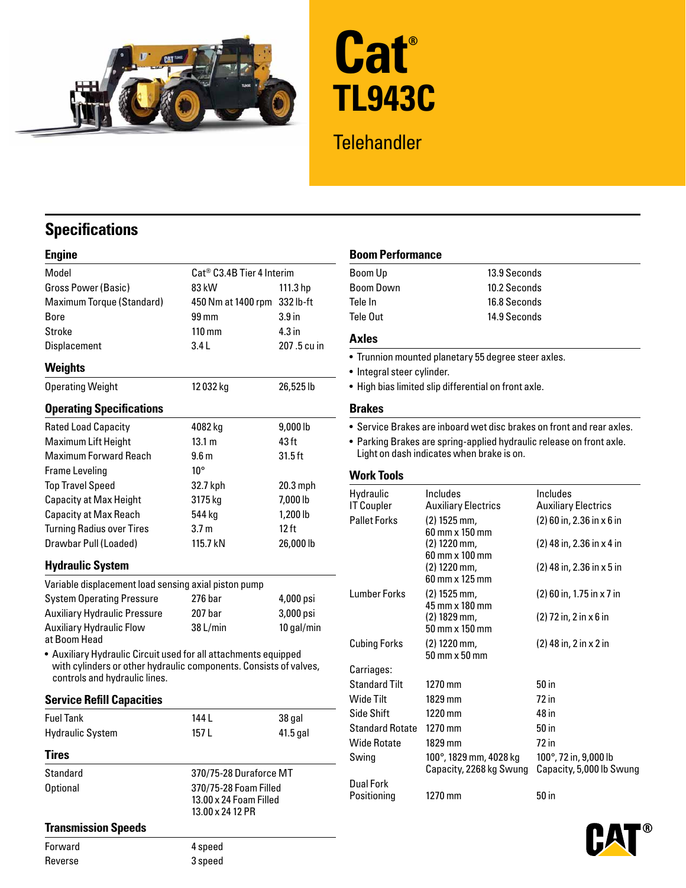# Cat® TL943C

Telehandler

## Specifications

### Engine

| | | |
|---|---|---|
| Model | Cat® C3.4B Tier 4 Interim | |
| Gross Power (Basic) | 83 kW | 111.3 hp |
| Maximum Torque (Standard) | 450 Nm at 1400 rpm | 332 lb-ft |
| Bore | 99 mm | 3.9 in |
| Stroke | 110 mm | 4.3 in |
| Displacement | 3.4 L | 207 .5 cu in |

### Weights

| | | |
|---|---|---|
| Operating Weight | 12 032 kg | 26,525 lb |

### Operating Specifications

| | | |
|---|---|---|
| Rated Load Capacity | 4082 kg | 9,000 lb |
| Maximum Lift Height | 13.1 m | 43 ft |
| Maximum Forward Reach | 9.6 m | 31.5 ft |
| Frame Leveling | 10° | |
| Top Travel Speed | 32.7 kph | 20.3 mph |
| Capacity at Max Height | 3175 kg | 7,000 lb |
| Capacity at Max Reach | 544 kg | 1,200 lb |
| Turning Radius over Tires | 3.7 m | 12 ft |
| Drawbar Pull (Loaded) | 115.7 kN | 26,000 lb |

### Hydraulic System

| | | |
|---|---|---|
| Variable displacement load sensing axial piston pump | | |
| System Operating Pressure | 276 bar | 4,000 psi |
| Auxiliary Hydraulic Pressure | 207 bar | 3,000 psi |
| Auxiliary Hydraulic Flow at Boom Head | 38 L/min | 10 gal/min |

- Auxiliary Hydraulic Circuit used for all attachments equipped with cylinders or other hydraulic components. Consists of valves, controls and hydraulic lines.

### Service Refill Capacities

| | | |
|---|---|---|
| Fuel Tank | 144 L | 38 gal |
| Hydraulic System | 157 L | 41.5 gal |

### Tires

| | |
|---|---|
| Standard | 370/75-28 Duraforce MT |
| Optional | 370/75-28 Foam Filled<br>13.00 x 24 Foam Filled<br>13.00 x 24 12 PR |

### Transmission Speeds

| | |
|---|---|
| Forward | 4 speed |
| Reverse | 3 speed |

### Boom Performance

| | |
|---|---|
| Boom Up | 13.9 Seconds |
| Boom Down | 10.2 Seconds |
| Tele In | 16.8 Seconds |
| Tele Out | 14.9 Seconds |

### Axles

- Trunnion mounted planetary 55 degree steer axles.
- Integral steer cylinder.
- High bias limited slip differential on front axle.

### Brakes

- Service Brakes are inboard wet disc brakes on front and rear axles.
- Parking Brakes are spring-applied hydraulic release on front axle. Light on dash indicates when brake is on.

### Work Tools

| | | |
|---|---|---|
| Hydraulic IT Coupler | Includes Auxiliary Electrics | Includes Auxiliary Electrics |
| Pallet Forks | (2) 1525 mm, 60 mm x 150 mm | (2) 60 in, 2.36 in x 6 in |
| | (2) 1220 mm, 60 mm x 100 mm | (2) 48 in, 2.36 in x 4 in |
| | (2) 1220 mm, 60 mm x 125 mm | (2) 48 in, 2.36 in x 5 in |
| Lumber Forks | (2) 1525 mm, 45 mm x 180 mm | (2) 60 in, 1.75 in x 7 in |
| | (2) 1829 mm, 50 mm x 150 mm | (2) 72 in, 2 in x 6 in |
| Cubing Forks | (2) 1220 mm, 50 mm x 50 mm | (2) 48 in, 2 in x 2 in |
| Carriages: | | |
| Standard Tilt | 1270 mm | 50 in |
| Wide Tilt | 1829 mm | 72 in |
| Side Shift | 1220 mm | 48 in |
| Standard Rotate | 1270 mm | 50 in |
| Wide Rotate | 1829 mm | 72 in |
| Swing | 100°, 1829 mm, 4028 kg Capacity, 2268 kg Swung | 100°, 72 in, 9,000 lb Capacity, 5,000 lb Swung |
| Dual Fork Positioning | 1270 mm | 50 in |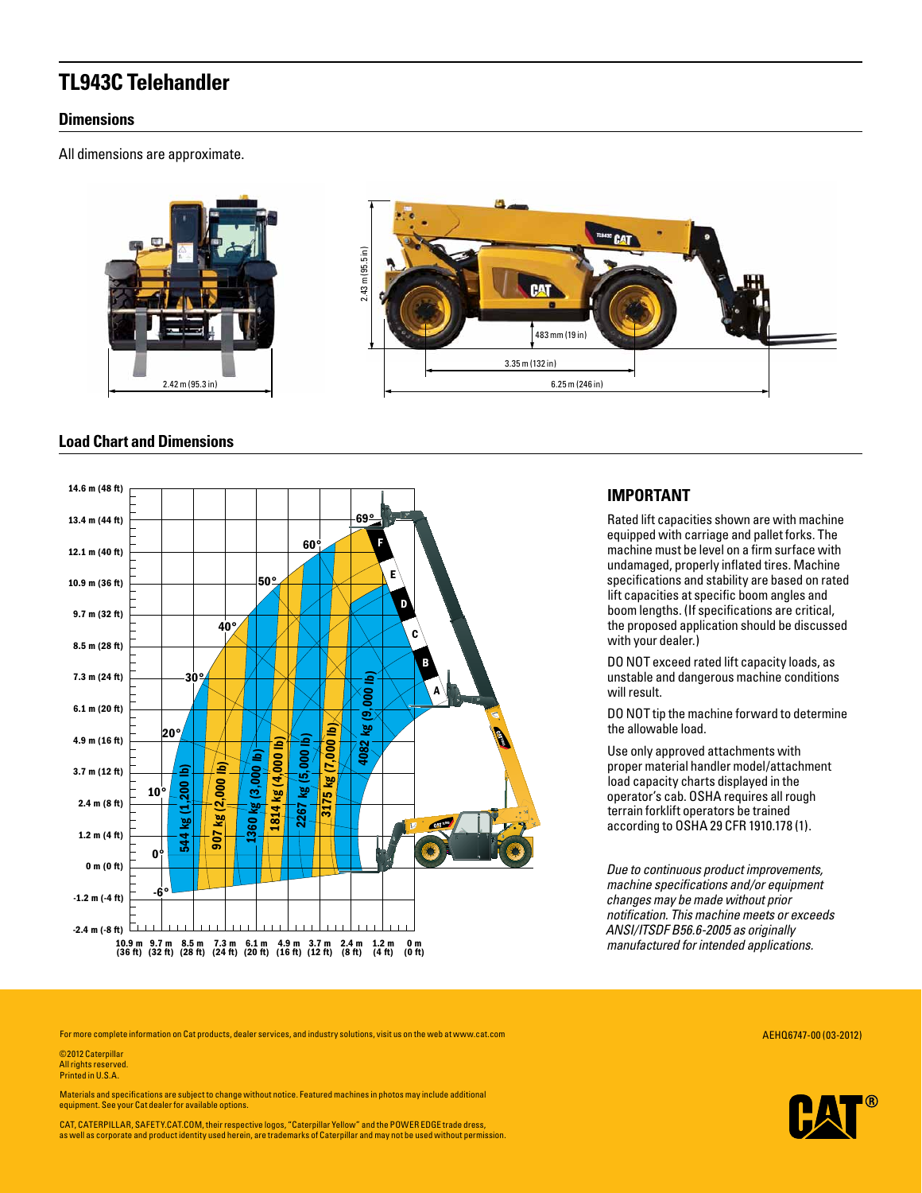# TL943C Telehandler

## Dimensions

All dimensions are approximate.

2.42 m (95.3 in)

2.43 m (95.5 in)

483 mm (19 in)

3.35 m (132 in)

6.25 m (246 in)

## Load Chart and Dimensions

14.6 m (48 ft)
13.4 m (44 ft)
12.1 m (40 ft)
10.9 m (36 ft)
9.7 m (32 ft)
8.5 m (28 ft)
7.3 m (24 ft)
6.1 m (20 ft)
4.9 m (16 ft)
3.7 m (12 ft)
2.4 m (8 ft)
1.2 m (4 ft)
0 m (0 ft)
-1.2 m (-4 ft)
-2.4 m (-8 ft)

10.9 m (36 ft) 9.7 m (32 ft) 8.5 m (28 ft) 7.3 m (24 ft) 6.1 m (20 ft) 4.9 m (16 ft) 3.7 m (12 ft) 2.4 m (8 ft) 1.2 m (4 ft) 0 m (0 ft)

69° 60° 50° 40° 30° 20° 10° 0° -6°

A B C D E F

544 kg (1,200 lb)
907 kg (2,000 lb)
1360 kg (3,000 lb)
1814 kg (4,000 lb)
2267 kg (5,000 lb)
3175 kg (7,000 lb)
4082 kg (9,000 lb)

### IMPORTANT

Rated lift capacities shown are with machine equipped with carriage and pallet forks. The machine must be level on a firm surface with undamaged, properly inflated tires. Machine specifications and stability are based on rated lift capacities at specific boom angles and boom lengths. (If specifications are critical, the proposed application should be discussed with your dealer.)

DO NOT exceed rated lift capacity loads, as unstable and dangerous machine conditions will result.

DO NOT tip the machine forward to determine the allowable load.

Use only approved attachments with proper material handler model/attachment load capacity charts displayed in the operator's cab. OSHA requires all rough terrain forklift operators be trained according to OSHA 29 CFR 1910.178 (1).

*Due to continuous product improvements, machine specifications and/or equipment changes may be made without prior notification. This machine meets or exceeds ANSI/ITSDF B56.6-2005 as originally manufactured for intended applications.*

For more complete information on Cat products, dealer services, and industry solutions, visit us on the web at www.cat.com

AEHQ6747-00 (03-2012)

©2012 Caterpillar
All rights reserved.
Printed in U.S.A.

Materials and specifications are subject to change without notice. Featured machines in photos may include additional equipment. See your Cat dealer for available options.

CAT, CATERPILLAR, SAFETY.CAT.COM, their respective logos, "Caterpillar Yellow" and the POWER EDGE trade dress, as well as corporate and product identity used herein, are trademarks of Caterpillar and may not be used without permission.